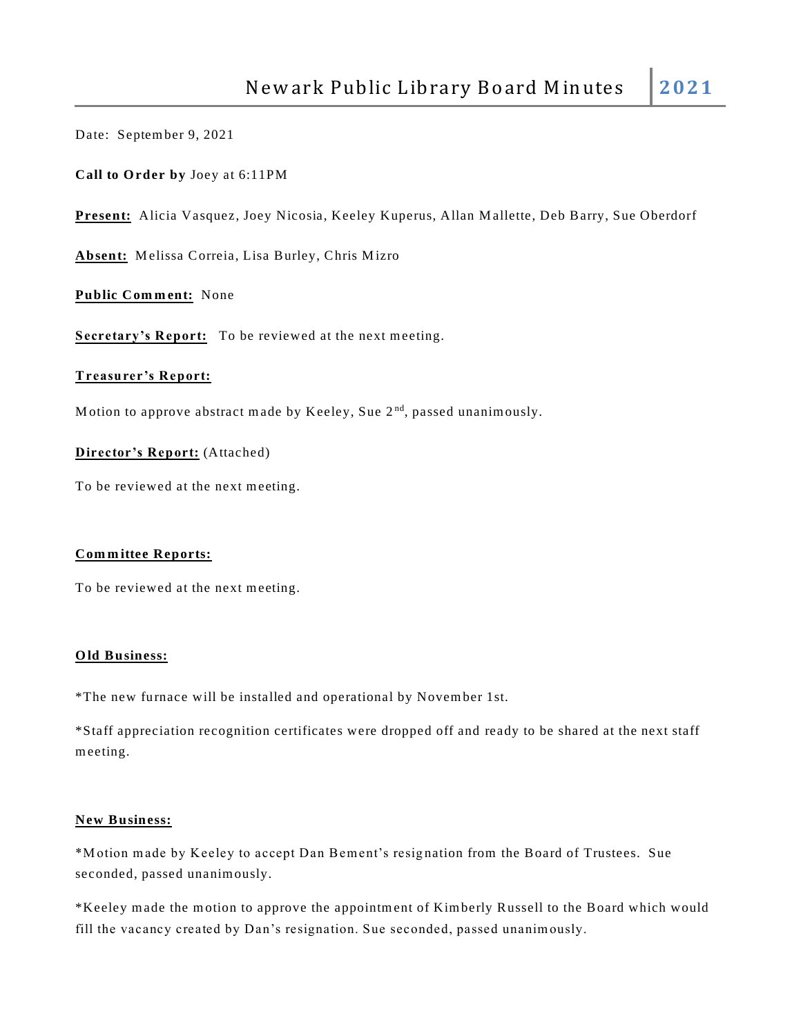# Newark Public Library Board Minutes 2021

Date: September 9, 2021

**Call to Order by** Joey at 6:11PM

**Present:** Alicia Vasquez, Joey Nicosia, Keeley Kuperus, Allan Mallette, Deb Barry, Sue Oberdorf

**Absent:** Melissa Correia, Lisa Burley, Chris Mizro

**Public Comment:** None

**Secretary's Report:** To be reviewed at the next meeting.

**Treasurer's Report:**

Motion to approve abstract made by Keeley, Sue 2nd, passed unanimously.

**Director's Report:** (Attached)

To be reviewed at the next meeting.

**Committee Reports:**

To be reviewed at the next meeting.

**Old Business:**

*The new furnace will be installed and operational by November 1st.

*Staff appreciation recognition certificates were dropped off and ready to be shared at the next staff meeting.

**New Business:**

*Motion made by Keeley to accept Dan Bement's resignation from the Board of Trustees. Sue seconded, passed unanimously.

*Keeley made the motion to approve the appointment of Kimberly Russell to the Board which would fill the vacancy created by Dan's resignation. Sue seconded, passed unanimously.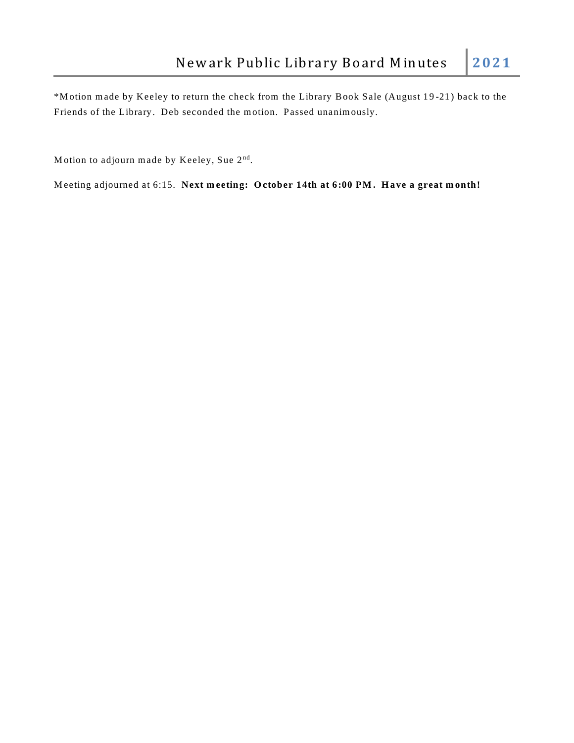*Motion made by Keeley to return the check from the Library Book Sale (August 19-21) back to the Friends of the Library. Deb seconded the motion. Passed unanimously.

Motion to adjourn made by Keeley, Sue 2nd.

Meeting adjourned at 6:15. **Next meeting: October 14th at 6:00 PM. Have a great month!**